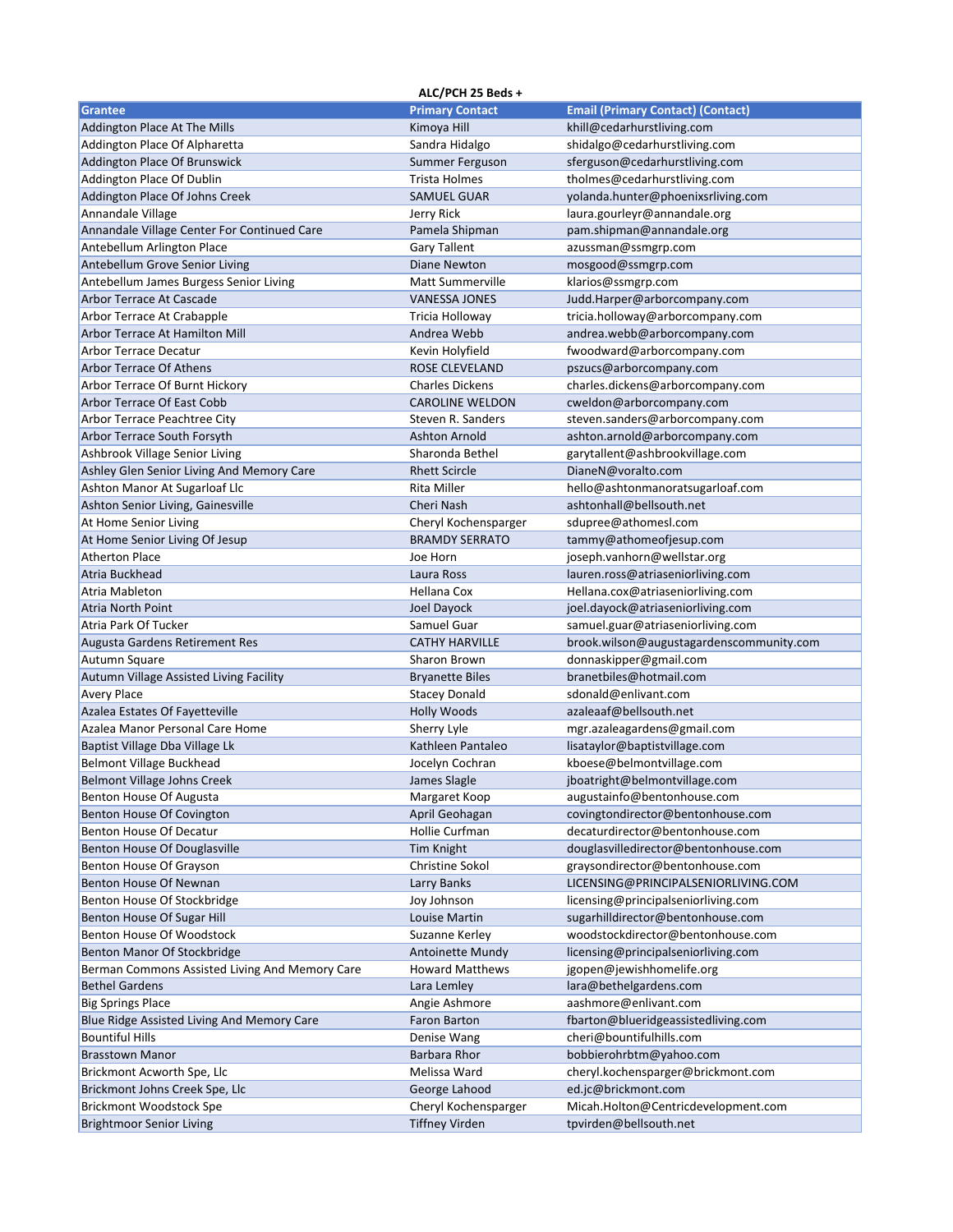**ALC/PCH 25 Beds +**

| Grantee | Primary Contact | Email (Primary Contact) (Contact) |
|---|---|---|
| Addington Place At The Mills | Kimoya Hill | khill@cedarhurstliving.com |
| Addington Place Of Alpharetta | Sandra Hidalgo | shidalgo@cedarhurstliving.com |
| Addington Place Of Brunswick | Summer Ferguson | sferguson@cedarhurstliving.com |
| Addington Place Of Dublin | Trista Holmes | tholmes@cedarhurstliving.com |
| Addington Place Of Johns Creek | SAMUEL GUAR | yolanda.hunter@phoenixsrliving.com |
| Annandale Village | Jerry Rick | laura.gourleyr@annandale.org |
| Annandale Village Center For Continued Care | Pamela Shipman | pam.shipman@annandale.org |
| Antebellum Arlington Place | Gary Tallent | azussman@ssmgrp.com |
| Antebellum Grove Senior Living | Diane Newton | mosgood@ssmgrp.com |
| Antebellum James Burgess Senior Living | Matt Summerville | klarios@ssmgrp.com |
| Arbor Terrace At Cascade | VANESSA JONES | Judd.Harper@arborcompany.com |
| Arbor Terrace At Crabapple | Tricia Holloway | tricia.holloway@arborcompany.com |
| Arbor Terrace At Hamilton Mill | Andrea Webb | andrea.webb@arborcompany.com |
| Arbor Terrace Decatur | Kevin Holyfield | fwoodward@arborcompany.com |
| Arbor Terrace Of Athens | ROSE CLEVELAND | pszucs@arborcompany.com |
| Arbor Terrace Of Burnt Hickory | Charles Dickens | charles.dickens@arborcompany.com |
| Arbor Terrace Of East Cobb | CAROLINE WELDON | cweldon@arborcompany.com |
| Arbor Terrace Peachtree City | Steven R. Sanders | steven.sanders@arborcompany.com |
| Arbor Terrace South Forsyth | Ashton Arnold | ashton.arnold@arborcompany.com |
| Ashbrook Village Senior Living | Sharonda Bethel | garytallent@ashbrookvillage.com |
| Ashley Glen Senior Living And Memory Care | Rhett Scircle | DianeN@voralto.com |
| Ashton Manor At Sugarloaf Llc | Rita Miller | hello@ashtonmanoratsugarloaf.com |
| Ashton Senior Living, Gainesville | Cheri Nash | ashtonhall@bellsouth.net |
| At Home Senior Living | Cheryl Kochensparger | sdupree@athomesl.com |
| At Home Senior Living Of Jesup | BRAMDY SERRATO | tammy@athomeofjesup.com |
| Atherton Place | Joe Horn | joseph.vanhorn@wellstar.org |
| Atria Buckhead | Laura Ross | lauren.ross@atriaseniorliving.com |
| Atria Mableton | Hellana Cox | Hellana.cox@atriaseniorliving.com |
| Atria North Point | Joel Dayock | joel.dayock@atriaseniorliving.com |
| Atria Park Of Tucker | Samuel Guar | samuel.guar@atriaseniorliving.com |
| Augusta Gardens Retirement Res | CATHY HARVILLE | brook.wilson@augustagardenscommunity.com |
| Autumn Square | Sharon Brown | donnaskipper@gmail.com |
| Autumn Village Assisted Living Facility | Bryanette Biles | branetbiles@hotmail.com |
| Avery Place | Stacey Donald | sdonald@enlivant.com |
| Azalea Estates Of Fayetteville | Holly Woods | azaleaaf@bellsouth.net |
| Azalea Manor Personal Care Home | Sherry Lyle | mgr.azaleagardens@gmail.com |
| Baptist Village Dba Village Lk | Kathleen Pantaleo | lisataylor@baptistvillage.com |
| Belmont Village Buckhead | Jocelyn Cochran | kboese@belmontvillage.com |
| Belmont Village Johns Creek | James Slagle | jboatright@belmontvillage.com |
| Benton House Of Augusta | Margaret Koop | augustainfo@bentonhouse.com |
| Benton House Of Covington | April Geohagan | covingtondirector@bentonhouse.com |
| Benton House Of Decatur | Hollie Curfman | decaturdirector@bentonhouse.com |
| Benton House Of Douglasville | Tim Knight | douglasvilledirector@bentonhouse.com |
| Benton House Of Grayson | Christine Sokol | graysondirector@bentonhouse.com |
| Benton House Of Newnan | Larry Banks | LICENSING@PRINCIPALSENIORLIVING.COM |
| Benton House Of Stockbridge | Joy Johnson | licensing@principalseniorliving.com |
| Benton House Of Sugar Hill | Louise Martin | sugarhilldirector@bentonhouse.com |
| Benton House Of Woodstock | Suzanne Kerley | woodstockdirector@bentonhouse.com |
| Benton Manor Of Stockbridge | Antoinette Mundy | licensing@principalseniorliving.com |
| Berman Commons Assisted Living And Memory Care | Howard Matthews | jgopen@jewishhomelife.org |
| Bethel Gardens | Lara Lemley | lara@bethelgardens.com |
| Big Springs Place | Angie Ashmore | aashmore@enlivant.com |
| Blue Ridge Assisted Living And Memory Care | Faron Barton | fbarton@blueridgeassistedliving.com |
| Bountiful Hills | Denise Wang | cheri@bountifulhills.com |
| Brasstown Manor | Barbara Rhor | bobbierohrbtm@yahoo.com |
| Brickmont Acworth Spe, Llc | Melissa Ward | cheryl.kochensparger@brickmont.com |
| Brickmont Johns Creek Spe, Llc | George Lahood | ed.jc@brickmont.com |
| Brickmont Woodstock Spe | Cheryl Kochensparger | Micah.Holton@Centricdevelopment.com |
| Brightmoor Senior Living | Tiffney Virden | tpvirden@bellsouth.net |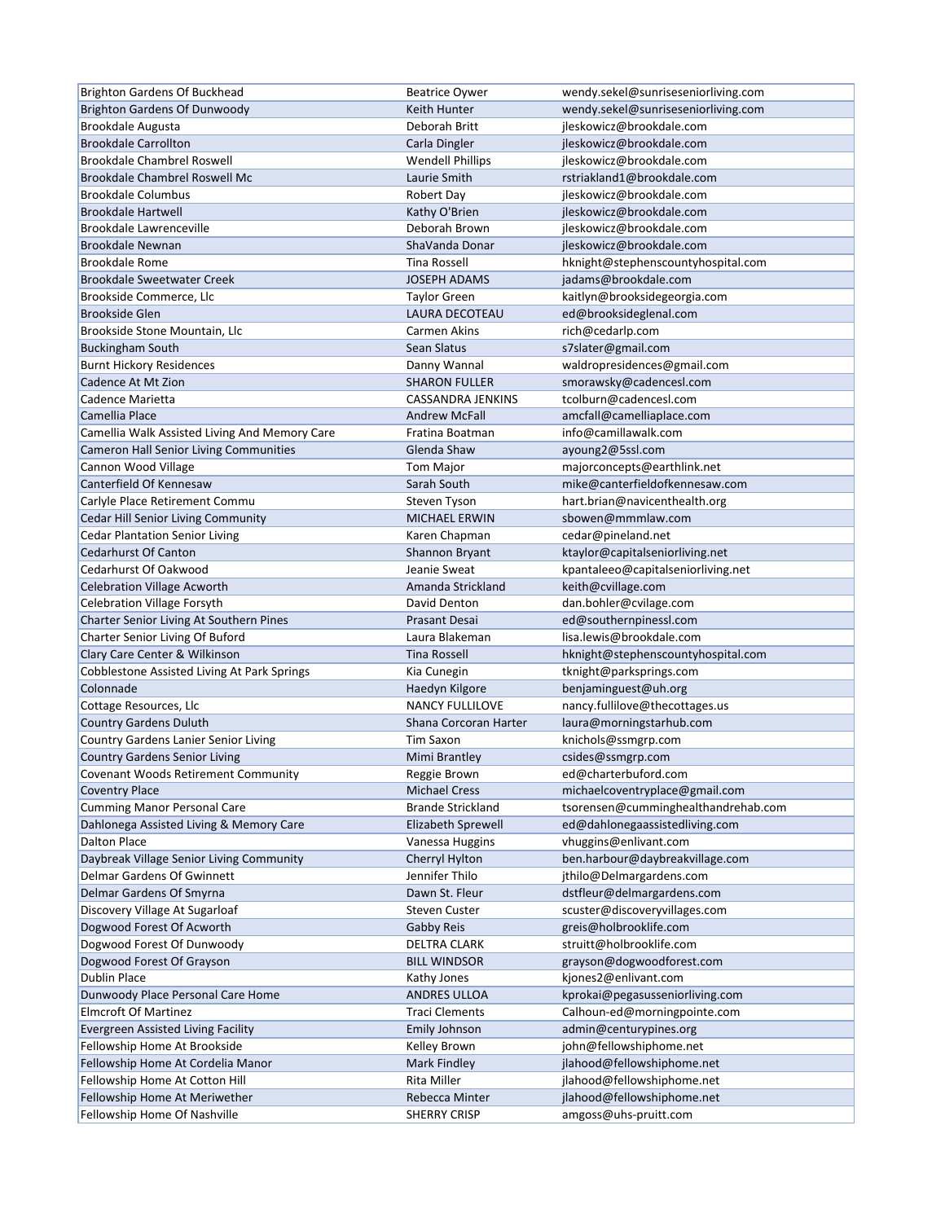| Brighton Gardens Of Buckhead | Beatrice Oywer | wendy.sekel@sunriseseniorliving.com |
|---|---|---|
| Brighton Gardens Of Dunwoody | Keith Hunter | wendy.sekel@sunriseseniorliving.com |
| Brookdale Augusta | Deborah Britt | jleskowicz@brookdale.com |
| Brookdale Carrollton | Carla Dingler | jleskowicz@brookdale.com |
| Brookdale Chambrel Roswell | Wendell Phillips | jleskowicz@brookdale.com |
| Brookdale Chambrel Roswell Mc | Laurie Smith | rstriakland1@brookdale.com |
| Brookdale Columbus | Robert Day | jleskowicz@brookdale.com |
| Brookdale Hartwell | Kathy O'Brien | jleskowicz@brookdale.com |
| Brookdale Lawrenceville | Deborah Brown | jleskowicz@brookdale.com |
| Brookdale Newnan | ShaVanda Donar | jleskowicz@brookdale.com |
| Brookdale Rome | Tina Rossell | hknight@stephenscountyhospital.com |
| Brookdale Sweetwater Creek | JOSEPH ADAMS | jadams@brookdale.com |
| Brookside Commerce, Llc | Taylor Green | kaitlyn@brooksidegeorgia.com |
| Brookside Glen | LAURA DECOTEAU | ed@brooksideglenal.com |
| Brookside Stone Mountain, Llc | Carmen Akins | rich@cedarlp.com |
| Buckingham South | Sean Slatus | s7slater@gmail.com |
| Burnt Hickory Residences | Danny Wannal | waldropresidences@gmail.com |
| Cadence At Mt Zion | SHARON FULLER | smorawsky@cadencesl.com |
| Cadence Marietta | CASSANDRA JENKINS | tcolburn@cadencesl.com |
| Camellia Place | Andrew McFall | amcfall@camelliaplace.com |
| Camellia Walk Assisted Living And Memory Care | Fratina Boatman | info@camillawalk.com |
| Cameron Hall Senior Living Communities | Glenda Shaw | ayoung2@5ssl.com |
| Cannon Wood Village | Tom Major | majorconcepts@earthlink.net |
| Canterfield Of Kennesaw | Sarah South | mike@canterfieldofkennesaw.com |
| Carlyle Place Retirement Commu | Steven Tyson | hart.brian@navicenthealth.org |
| Cedar Hill Senior Living Community | MICHAEL ERWIN | sbowen@mmmlaw.com |
| Cedar Plantation Senior Living | Karen Chapman | cedar@pineland.net |
| Cedarhurst Of Canton | Shannon Bryant | ktaylor@capitalseniorliving.net |
| Cedarhurst Of Oakwood | Jeanie Sweat | kpantaleeo@capitalseniorliving.net |
| Celebration Village Acworth | Amanda Strickland | keith@cvillage.com |
| Celebration Village Forsyth | David Denton | dan.bohler@cvilage.com |
| Charter Senior Living At Southern Pines | Prasant Desai | ed@southernpinessl.com |
| Charter Senior Living Of Buford | Laura Blakeman | lisa.lewis@brookdale.com |
| Clary Care Center & Wilkinson | Tina Rossell | hknight@stephenscountyhospital.com |
| Cobblestone Assisted Living At Park Springs | Kia Cunegin | tknight@parksprings.com |
| Colonnade | Haedyn Kilgore | benjaminguest@uh.org |
| Cottage Resources, Llc | NANCY FULLILOVE | nancy.fullilove@thecottages.us |
| Country Gardens Duluth | Shana Corcoran Harter | laura@morningstarhub.com |
| Country Gardens Lanier Senior Living | Tim Saxon | knichols@ssmgrp.com |
| Country Gardens Senior Living | Mimi Brantley | csides@ssmgrp.com |
| Covenant Woods Retirement Community | Reggie Brown | ed@charterbuford.com |
| Coventry Place | Michael Cress | michaelcoventryplace@gmail.com |
| Cumming Manor Personal Care | Brande Strickland | tsorensen@cumminghealthandrehab.com |
| Dahlonega Assisted Living & Memory Care | Elizabeth Sprewell | ed@dahlonegaassistedliving.com |
| Dalton Place | Vanessa Huggins | vhuggins@enlivant.com |
| Daybreak Village Senior Living Community | Cherryl Hylton | ben.harbour@daybreakvillage.com |
| Delmar Gardens Of Gwinnett | Jennifer Thilo | jthilo@Delmargardens.com |
| Delmar Gardens Of Smyrna | Dawn St. Fleur | dstfleur@delmargardens.com |
| Discovery Village At Sugarloaf | Steven Custer | scuster@discoveryvillages.com |
| Dogwood Forest Of Acworth | Gabby Reis | greis@holbrooklife.com |
| Dogwood Forest Of Dunwoody | DELTRA CLARK | struitt@holbrooklife.com |
| Dogwood Forest Of Grayson | BILL WINDSOR | grayson@dogwoodforest.com |
| Dublin Place | Kathy Jones | kjones2@enlivant.com |
| Dunwoody Place Personal Care Home | ANDRES ULLOA | kprokai@pegasusseniorliving.com |
| Elmcroft Of Martinez | Traci Clements | Calhoun-ed@morningpointe.com |
| Evergreen Assisted Living Facility | Emily Johnson | admin@centurypines.org |
| Fellowship Home At Brookside | Kelley Brown | john@fellowshiphome.net |
| Fellowship Home At Cordelia Manor | Mark Findley | jlahood@fellowshiphome.net |
| Fellowship Home At Cotton Hill | Rita Miller | jlahood@fellowshiphome.net |
| Fellowship Home At Meriwether | Rebecca Minter | jlahood@fellowshiphome.net |
| Fellowship Home Of Nashville | SHERRY CRISP | amgoss@uhs-pruitt.com |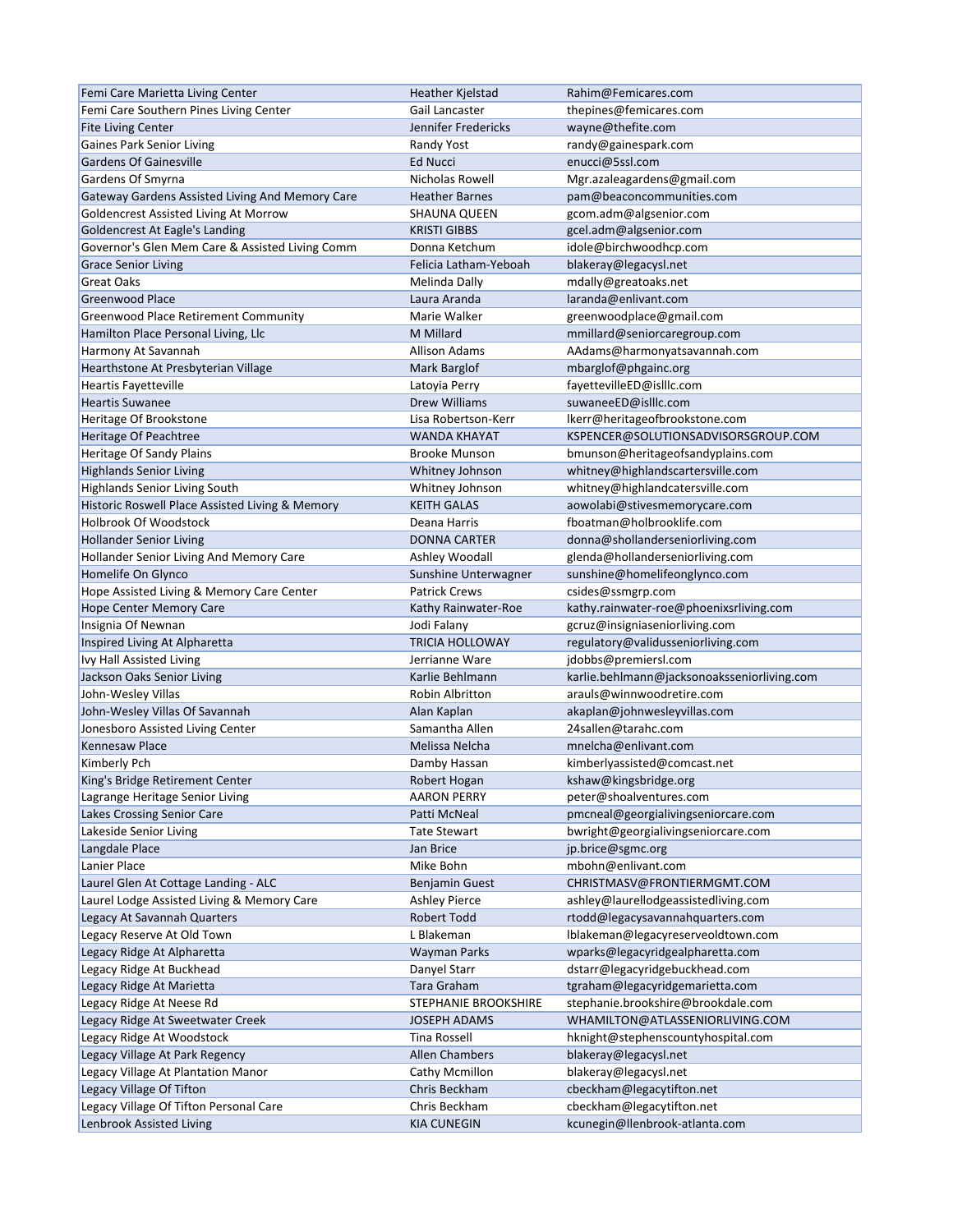| Femi Care Marietta Living Center | Heather Kjelstad | Rahim@Femicares.com |
|---|---|---|
| Femi Care Southern Pines Living Center | Gail Lancaster | thepines@femicares.com |
| Fite Living Center | Jennifer Fredericks | wayne@thefite.com |
| Gaines Park Senior Living | Randy Yost | randy@gainespark.com |
| Gardens Of Gainesville | Ed Nucci | enucci@5ssl.com |
| Gardens Of Smyrna | Nicholas Rowell | Mgr.azaleagardens@gmail.com |
| Gateway Gardens Assisted Living And Memory Care | Heather Barnes | pam@beaconcommunities.com |
| Goldencrest Assisted Living At Morrow | SHAUNA QUEEN | gcom.adm@algsenior.com |
| Goldencrest At Eagle's Landing | KRISTI GIBBS | gcel.adm@algsenior.com |
| Governor's Glen Mem Care & Assisted Living Comm | Donna Ketchum | idole@birchwoodhcp.com |
| Grace Senior Living | Felicia Latham-Yeboah | blakeray@legacysl.net |
| Great Oaks | Melinda Dally | mdally@greatoaks.net |
| Greenwood Place | Laura Aranda | laranda@enlivant.com |
| Greenwood Place Retirement Community | Marie Walker | greenwoodplace@gmail.com |
| Hamilton Place Personal Living, Llc | M Millard | mmillard@seniorcaregroup.com |
| Harmony At Savannah | Allison Adams | AAdams@harmonyatsavannah.com |
| Hearthstone At Presbyterian Village | Mark Barglof | mbarglof@phgainc.org |
| Heartis Fayetteville | Latoyia Perry | fayettevilleED@islllc.com |
| Heartis Suwanee | Drew Williams | suwaneeED@islllc.com |
| Heritage Of Brookstone | Lisa Robertson-Kerr | lkerr@heritageofbrookstone.com |
| Heritage Of Peachtree | WANDA KHAYAT | KSPENCER@SOLUTIONSADVISORSGROUP.COM |
| Heritage Of Sandy Plains | Brooke Munson | bmunson@heritageofsandyplains.com |
| Highlands Senior Living | Whitney Johnson | whitney@highlandscartersville.com |
| Highlands Senior Living South | Whitney Johnson | whitney@highlandcatersville.com |
| Historic Roswell Place Assisted Living & Memory | KEITH GALAS | aowolabi@stivesmemorycare.com |
| Holbrook Of Woodstock | Deana Harris | fboatman@holbrooklife.com |
| Hollander Senior Living | DONNA CARTER | donna@shollanderseniorliving.com |
| Hollander Senior Living And Memory Care | Ashley Woodall | glenda@hollanderseniorliving.com |
| Homelife On Glynco | Sunshine Unterwagner | sunshine@homelifeonglynco.com |
| Hope Assisted Living & Memory Care Center | Patrick Crews | csides@ssmgrp.com |
| Hope Center Memory Care | Kathy Rainwater-Roe | kathy.rainwater-roe@phoenixsrliving.com |
| Insignia Of Newnan | Jodi Falany | gcruz@insigniaseniorliving.com |
| Inspired Living At Alpharetta | TRICIA HOLLOWAY | regulatory@validusseniorliving.com |
| Ivy Hall Assisted Living | Jerrianne Ware | jdobbs@premiersl.com |
| Jackson Oaks Senior Living | Karlie Behlmann | karlie.behlmann@jacksonoaksseniorliving.com |
| John-Wesley Villas | Robin Albritton | arauls@winnwoodretire.com |
| John-Wesley Villas Of Savannah | Alan Kaplan | akaplan@johnwesleyvillas.com |
| Jonesboro Assisted Living Center | Samantha Allen | 24sallen@tarahc.com |
| Kennesaw Place | Melissa Nelcha | mnelcha@enlivant.com |
| Kimberly Pch | Damby Hassan | kimberlyassisted@comcast.net |
| King's Bridge Retirement Center | Robert Hogan | kshaw@kingsbridge.org |
| Lagrange Heritage Senior Living | AARON PERRY | peter@shoalventures.com |
| Lakes Crossing Senior Care | Patti McNeal | pmcneal@georgialivingseniorcare.com |
| Lakeside Senior Living | Tate Stewart | bwright@georgialivingseniorcare.com |
| Langdale Place | Jan Brice | jp.brice@sgmc.org |
| Lanier Place | Mike Bohn | mbohn@enlivant.com |
| Laurel Glen At Cottage Landing - ALC | Benjamin Guest | CHRISTMASV@FRONTIERMGMT.COM |
| Laurel Lodge Assisted Living & Memory Care | Ashley Pierce | ashley@laurellodgeassistedliving.com |
| Legacy At Savannah Quarters | Robert Todd | rtodd@legacysavannahquarters.com |
| Legacy Reserve At Old Town | L Blakeman | lblakeman@legacyreserveoldtown.com |
| Legacy Ridge At Alpharetta | Wayman Parks | wparks@legacyridgealpharetta.com |
| Legacy Ridge At Buckhead | Danyel Starr | dstarr@legacyridgebuckhead.com |
| Legacy Ridge At Marietta | Tara Graham | tgraham@legacyridgemarietta.com |
| Legacy Ridge At Neese Rd | STEPHANIE BROOKSHIRE | stephanie.brookshire@brookdale.com |
| Legacy Ridge At Sweetwater Creek | JOSEPH ADAMS | WHAMILTON@ATLASSENIORLIVING.COM |
| Legacy Ridge At Woodstock | Tina Rossell | hknight@stephenscountyhospital.com |
| Legacy Village At Park Regency | Allen Chambers | blakeray@legacysl.net |
| Legacy Village At Plantation Manor | Cathy Mcmillon | blakeray@legacysl.net |
| Legacy Village Of Tifton | Chris Beckham | cbeckham@legacytifton.net |
| Legacy Village Of Tifton Personal Care | Chris Beckham | cbeckham@legacytifton.net |
| Lenbrook Assisted Living | KIA CUNEGIN | kcunegin@llenbrook-atlanta.com |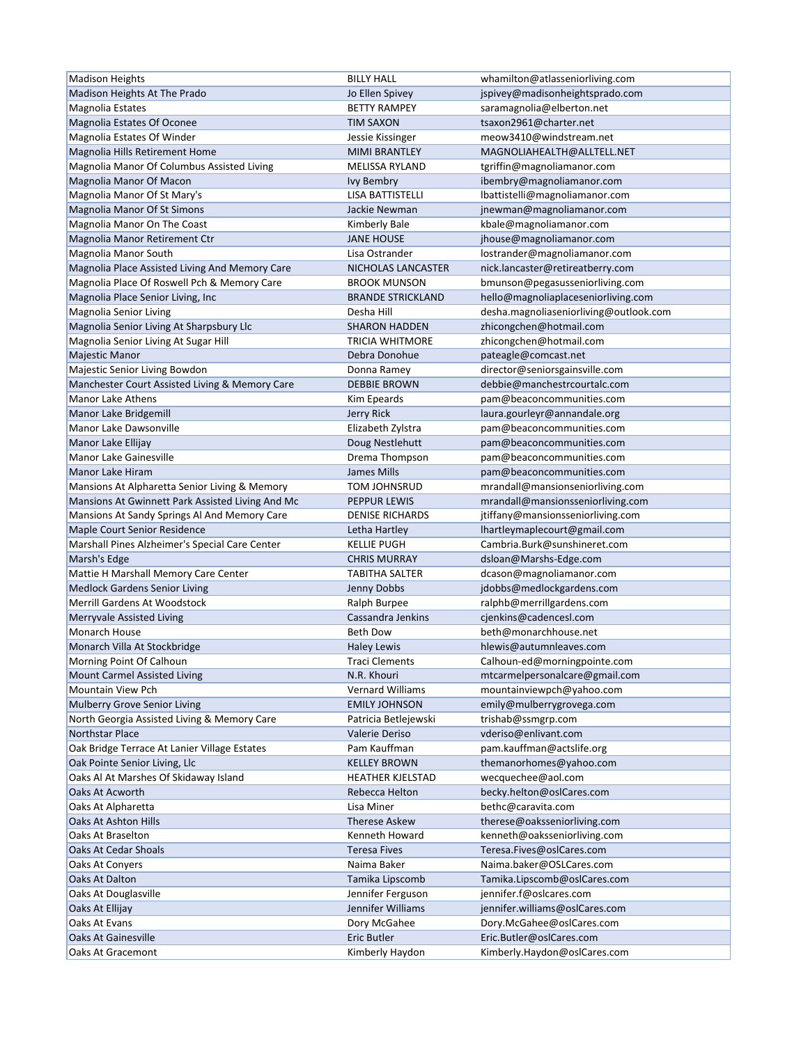| | | |
|---|---|---|
| Madison Heights | BILLY HALL | whamilton@atlasseniorliving.com |
| Madison Heights At The Prado | Jo Ellen Spivey | jspivey@madisonheightsprado.com |
| Magnolia Estates | BETTY RAMPEY | saramagnolia@elberton.net |
| Magnolia Estates Of Oconee | TIM SAXON | tsaxon2961@charter.net |
| Magnolia Estates Of Winder | Jessie Kissinger | meow3410@windstream.net |
| Magnolia Hills Retirement Home | MIMI BRANTLEY | MAGNOLIAHEALTH@ALLTELL.NET |
| Magnolia Manor Of Columbus Assisted Living | MELISSA RYLAND | tgriffin@magnoliamanor.com |
| Magnolia Manor Of Macon | Ivy Bembry | ibembry@magnoliamanor.com |
| Magnolia Manor Of St Mary's | LISA BATTISTELLI | lbattistelli@magnoliamanor.com |
| Magnolia Manor Of St Simons | Jackie Newman | jnewman@magnoliamanor.com |
| Magnolia Manor On The Coast | Kimberly Bale | kbale@magnoliamanor.com |
| Magnolia Manor Retirement Ctr | JANE HOUSE | jhouse@magnoliamanor.com |
| Magnolia Manor South | Lisa Ostrander | lostrander@magnoliamanor.com |
| Magnolia Place Assisted Living And Memory Care | NICHOLAS LANCASTER | nick.lancaster@retireatberry.com |
| Magnolia Place Of Roswell Pch & Memory Care | BROOK MUNSON | bmunson@pegasusseniorliving.com |
| Magnolia Place Senior Living, Inc | BRANDE STRICKLAND | hello@magnoliaplaceseniorliving.com |
| Magnolia Senior Living | Desha Hill | desha.magnoliaseniorliving@outlook.com |
| Magnolia Senior Living At Sharpsbury Llc | SHARON HADDEN | zhicongchen@hotmail.com |
| Magnolia Senior Living At Sugar Hill | TRICIA WHITMORE | zhicongchen@hotmail.com |
| Majestic Manor | Debra Donohue | pateagle@comcast.net |
| Majestic Senior Living Bowdon | Donna Ramey | director@seniorsgainsville.com |
| Manchester Court Assisted Living & Memory Care | DEBBIE BROWN | debbie@manchestrcourtalc.com |
| Manor Lake Athens | Kim Epeards | pam@beaconcommunities.com |
| Manor Lake Bridgemill | Jerry Rick | laura.gourleyr@annandale.org |
| Manor Lake Dawsonville | Elizabeth Zylstra | pam@beaconcommunities.com |
| Manor Lake Ellijay | Doug Nestlehutt | pam@beaconcommunities.com |
| Manor Lake Gainesville | Drema Thompson | pam@beaconcommunities.com |
| Manor Lake Hiram | James Mills | pam@beaconcommunities.com |
| Mansions At Alpharetta Senior Living & Memory | TOM JOHNSRUD | mrandall@mansionseniorliving.com |
| Mansions At Gwinnett Park Assisted Living And Mc | PEPPUR LEWIS | mrandall@mansionsseniorliving.com |
| Mansions At Sandy Springs Al And Memory Care | DENISE RICHARDS | jtiffany@mansionsseniorliving.com |
| Maple Court Senior Residence | Letha Hartley | lhartleymaplecourt@gmail.com |
| Marshall Pines Alzheimer's Special Care Center | KELLIE PUGH | Cambria.Burk@sunshineret.com |
| Marsh's Edge | CHRIS MURRAY | dsloan@Marshs-Edge.com |
| Mattie H Marshall Memory Care Center | TABITHA SALTER | dcason@magnoliamanor.com |
| Medlock Gardens Senior Living | Jenny Dobbs | jdobbs@medlockgardens.com |
| Merrill Gardens At Woodstock | Ralph Burpee | ralphb@merrillgardens.com |
| Merryvale Assisted Living | Cassandra Jenkins | cjenkins@cadencesl.com |
| Monarch House | Beth Dow | beth@monarchhouse.net |
| Monarch Villa At Stockbridge | Haley Lewis | hlewis@autumnleaves.com |
| Morning Point Of Calhoun | Traci Clements | Calhoun-ed@morningpointe.com |
| Mount Carmel Assisted Living | N.R. Khouri | mtcarmelpersonalcare@gmail.com |
| Mountain View Pch | Vernard Williams | mountainviewpch@yahoo.com |
| Mulberry Grove Senior Living | EMILY JOHNSON | emily@mulberrygrovega.com |
| North Georgia Assisted Living & Memory Care | Patricia Betlejewski | trishab@ssmgrp.com |
| Northstar Place | Valerie Deriso | vderiso@enlivant.com |
| Oak Bridge Terrace At Lanier Village Estates | Pam Kauffman | pam.kauffman@actslife.org |
| Oak Pointe Senior Living, Llc | KELLEY BROWN | themanorhomes@yahoo.com |
| Oaks Al At Marshes Of Skidaway Island | HEATHER KJELSTAD | wecquechee@aol.com |
| Oaks At Acworth | Rebecca Helton | becky.helton@oslCares.com |
| Oaks At Alpharetta | Lisa Miner | bethc@caravita.com |
| Oaks At Ashton Hills | Therese Askew | therese@oaksseniorliving.com |
| Oaks At Braselton | Kenneth Howard | kenneth@oaksseniorliving.com |
| Oaks At Cedar Shoals | Teresa Fives | Teresa.Fives@oslCares.com |
| Oaks At Conyers | Naima Baker | Naima.baker@OSLCares.com |
| Oaks At Dalton | Tamika Lipscomb | Tamika.Lipscomb@oslCares.com |
| Oaks At Douglasville | Jennifer Ferguson | jennifer.f@oslcares.com |
| Oaks At Ellijay | Jennifer Williams | jennifer.williams@oslCares.com |
| Oaks At Evans | Dory McGahee | Dory.McGahee@oslCares.com |
| Oaks At Gainesville | Eric Butler | Eric.Butler@oslCares.com |
| Oaks At Gracemont | Kimberly Haydon | Kimberly.Haydon@oslCares.com |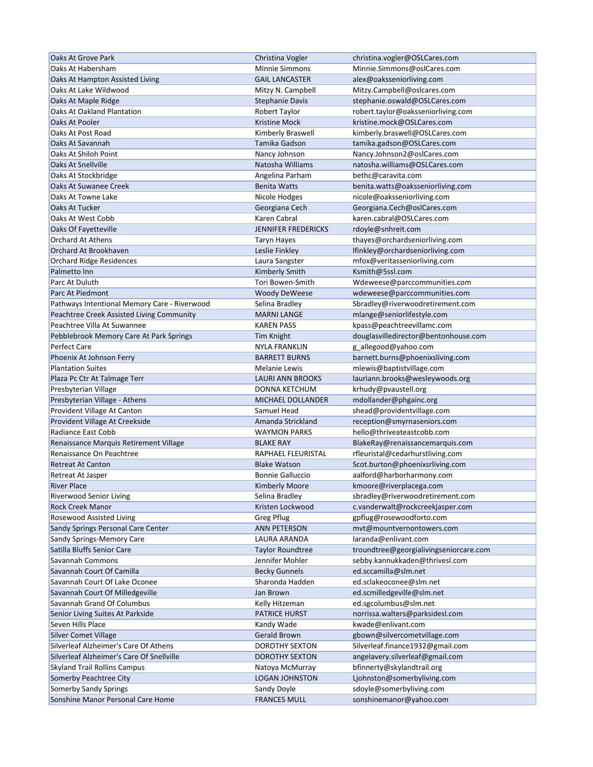| Oaks At Grove Park | Christina Vogler | christina.vogler@OSLCares.com |
|---|---|---|
| Oaks At Habersham | Minnie Simmons | Minnie.Simmons@oslCares.com |
| Oaks At Hampton Assisted Living | GAIL LANCASTER | alex@oaksseniorliving.com |
| Oaks At Lake Wildwood | Mitzy N. Campbell | Mitzy.Campbell@oslcares.com |
| Oaks At Maple Ridge | Stephanie Davis | stephanie.oswald@OSLCares.com |
| Oaks At Oakland Plantation | Robert Taylor | robert.taylor@oaksseniorliving.com |
| Oaks At Pooler | Kristine Mock | kristine.mock@OSLCares.com |
| Oaks At Post Road | Kimberly Braswell | kimberly.braswell@OSLCares.com |
| Oaks At Savannah | Tamika Gadson | tamika.gadson@OSLCares.com |
| Oaks At Shiloh Point | Nancy Johnson | Nancy.Johnson2@oslCares.com |
| Oaks At Snellville | Natosha Williams | natosha.williams@OSLCares.com |
| Oaks At Stockbridge | Angelina Parham | bethc@caravita.com |
| Oaks At Suwanee Creek | Benita Watts | benita.watts@oaksseniorliving.com |
| Oaks At Towne Lake | Nicole Hodges | nicole@oaksseniorliving.com |
| Oaks At Tucker | Georgiana Cech | Georgiana.Cech@oslCares.com |
| Oaks At West Cobb | Karen Cabral | karen.cabral@OSLCares.com |
| Oaks Of Fayetteville | JENNIFER FREDERICKS | rdoyle@snhreit.com |
| Orchard At Athens | Taryn Hayes | thayes@orchardseniorliving.com |
| Orchard At Brookhaven | Leslie Finkley | lfinkley@orchardseniorliving.com |
| Orchard Ridge Residences | Laura Sangster | mfox@veritasseniorliving.com |
| Palmetto Inn | Kimberly Smith | Ksmith@5ssl.com |
| Parc At Duluth | Tori Bowen-Smith | Wdeweese@parccommunities.com |
| Parc At Piedmont | Woody DeWeese | wdeweese@parccommunities.com |
| Pathways Intentional Memory Care - Riverwood | Selina Bradley | Sbradley@riverwoodretirement.com |
| Peachtree Creek Assisted Living Community | MARNI LANGE | mlange@seniorlifestyle.com |
| Peachtree Villa At Suwannee | KAREN PASS | kpass@peachtreevillamc.com |
| Pebblebrook Memory Care At Park Springs | Tim Knight | douglasvilledirector@bentonhouse.com |
| Perfect Care | NYLA FRANKLIN | g_allegood@yahoo.com |
| Phoenix At Johnson Ferry | BARRETT BURNS | barnett.burns@phoenixsliving.com |
| Plantation Suites | Melanie Lewis | mlewis@baptistvillage.com |
| Plaza Pc Ctr At Talmage Terr | LAURI ANN BROOKS | lauriann.brooks@wesleywoods.org |
| Presbyterian Village | DONNA KETCHUM | krhudy@pvaustell.org |
| Presbyterian Village - Athens | MICHAEL DOLLANDER | mdollander@phgainc.org |
| Provident Village At Canton | Samuel Head | shead@providentvillage.com |
| Provident Village At Creekside | Amanda Strickland | reception@smyrnaseniors.com |
| Radiance East Cobb | WAYMON PARKS | hello@thriveateastcobb.com |
| Renaissance Marquis Retirement Village | BLAKE RAY | BlakeRay@renaissancemarquis.com |
| Renaissance On Peachtree | RAPHAEL FLEURISTAL | rfleuristal@cedarhurstliving.com |
| Retreat At Canton | Blake Watson | Scot.burton@phoenixsrliving.com |
| Retreat At Jasper | Bonnie Galluccio | aalford@harborharmony.com |
| River Place | Kimberly Moore | kmoore@riverplacega.com |
| Riverwood Senior Living | Selina Bradley | sbradley@riverwoodretirement.com |
| Rock Creek Manor | Kristen Lockwood | c.vanderwalt@rockcreekjasper.com |
| Rosewood Assisted Living | Greg Pflug | gpflug@rosewoodforto.com |
| Sandy Springs Personal Care Center | ANN PETERSON | mvt@mountvernontowers.com |
| Sandy Springs-Memory Care | LAURA ARANDA | laranda@enlivant.com |
| Satilla Bluffs Senior Care | Taylor Roundtree | troundtree@georgialivingseniorcare.com |
| Savannah Commons | Jennifer Mohler | sebby.kannukkaden@thrivesl.com |
| Savannah Court Of Camilla | Becky Gunnels | ed.sccamilla@slm.net |
| Savannah Court Of Lake Oconee | Sharonda Hadden | ed.sclakeoconee@slm.net |
| Savannah Court Of Milledgeville | Jan Brown | ed.scmilledgeville@slm.net |
| Savannah Grand Of Columbus | Kelly Hitzeman | ed.sgcolumbus@slm.net |
| Senior Living Suites At Parkside | PATRICE HURST | norrissa.walters@parksidesl.com |
| Seven Hills Place | Kandy Wade | kwade@enlivant.com |
| Silver Comet Village | Gerald Brown | gbown@silvercometvillage.com |
| Silverleaf Alzheimer's Care Of Athens | DOROTHY SEXTON | Silverleaf.finance1932@gmail.com |
| Silverleaf Alzheimer's Care Of Snellville | DOROTHY SEXTON | angelavery.silverleaf@gmail.com |
| Skyland Trail Rollins Campus | Natoya McMurray | bfinnerty@skylandtrail.org |
| Somerby Peachtree City | LOGAN JOHNSTON | Ljohnston@somerbyliving.com |
| Somerby Sandy Springs | Sandy Doyle | sdoyle@somerbyliving.com |
| Sonshine Manor Personal Care Home | FRANCES MULL | sonshinemanor@yahoo.com |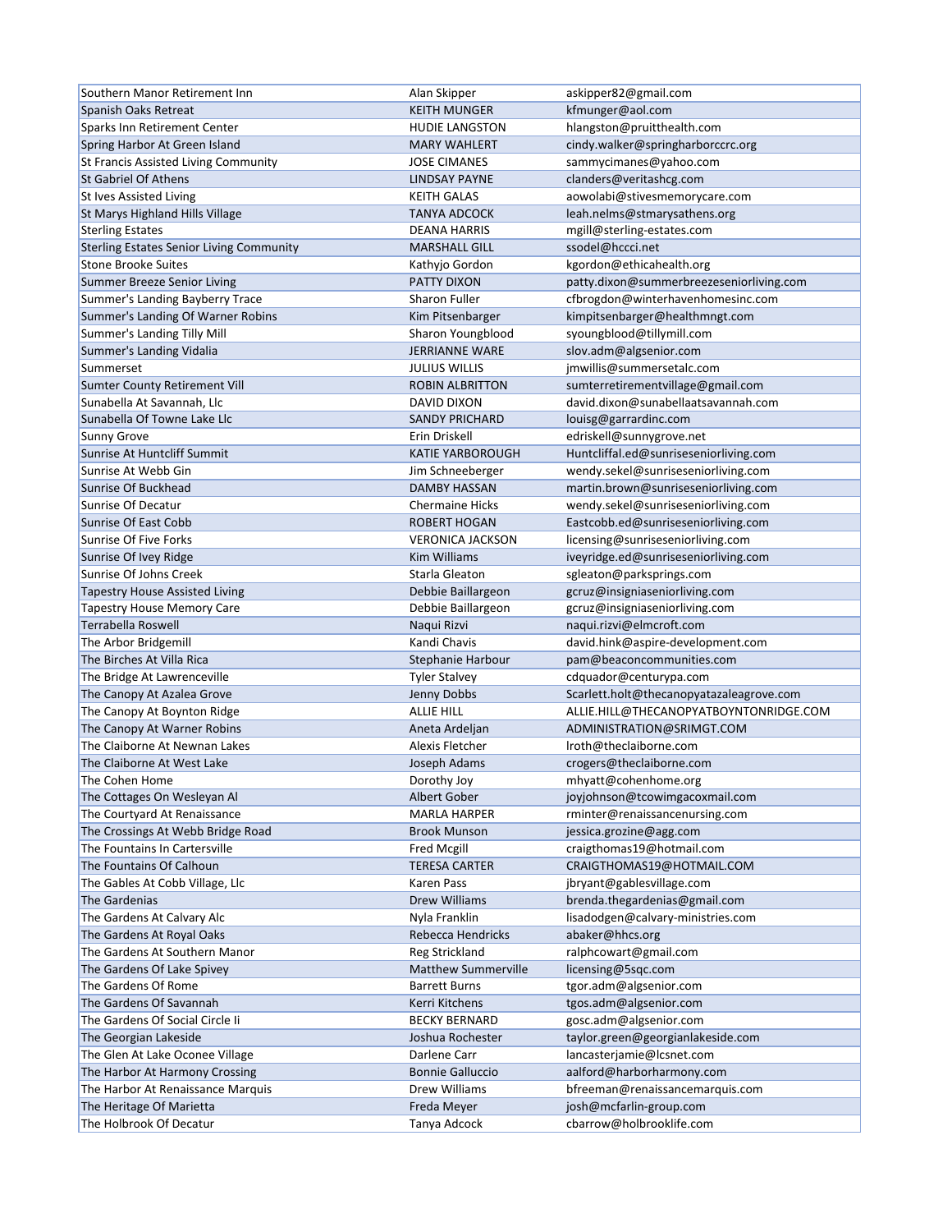| | | |
|---|---|---|
| Southern Manor Retirement Inn | Alan Skipper | askipper82@gmail.com |
| Spanish Oaks Retreat | KEITH MUNGER | kfmunger@aol.com |
| Sparks Inn Retirement Center | HUDIE LANGSTON | hlangston@pruitthealth.com |
| Spring Harbor At Green Island | MARY WAHLERT | cindy.walker@springharborccrc.org |
| St Francis Assisted Living Community | JOSE CIMANES | sammycimanes@yahoo.com |
| St Gabriel Of Athens | LINDSAY PAYNE | clanders@veritashcg.com |
| St Ives Assisted Living | KEITH GALAS | aowolabi@stivesmemorycare.com |
| St Marys Highland Hills Village | TANYA ADCOCK | leah.nelms@stmarysathens.org |
| Sterling Estates | DEANA HARRIS | mgill@sterling-estates.com |
| Sterling Estates Senior Living Community | MARSHALL GILL | ssodel@hccci.net |
| Stone Brooke Suites | Kathyjo Gordon | kgordon@ethicahealth.org |
| Summer Breeze Senior Living | PATTY DIXON | patty.dixon@summerbreezeseniorliving.com |
| Summer's Landing Bayberry Trace | Sharon Fuller | cfbrogdon@winterhavenhomesinc.com |
| Summer's Landing Of Warner Robins | Kim Pitsenbarger | kimpitsenbarger@healthmngt.com |
| Summer's Landing Tilly Mill | Sharon Youngblood | syoungblood@tillymill.com |
| Summer's Landing Vidalia | JERRIANNE WARE | slov.adm@algsenior.com |
| Summerset | JULIUS WILLIS | jmwillis@summersetalc.com |
| Sumter County Retirement Vill | ROBIN ALBRITTON | sumterretirementvillage@gmail.com |
| Sunabella At Savannah, Llc | DAVID DIXON | david.dixon@sunabellaatsavannah.com |
| Sunabella Of Towne Lake Llc | SANDY PRICHARD | louisg@garrardinc.com |
| Sunny Grove | Erin Driskell | edriskell@sunnygrove.net |
| Sunrise At Huntcliff Summit | KATIE YARBOROUGH | Huntcliffal.ed@sunriseseniorliving.com |
| Sunrise At Webb Gin | Jim Schneeberger | wendy.sekel@sunriseseniorliving.com |
| Sunrise Of Buckhead | DAMBY HASSAN | martin.brown@sunriseseniorliving.com |
| Sunrise Of Decatur | Chermaine Hicks | wendy.sekel@sunriseseniorliving.com |
| Sunrise Of East Cobb | ROBERT HOGAN | Eastcobb.ed@sunriseseniorliving.com |
| Sunrise Of Five Forks | VERONICA JACKSON | licensing@sunriseseniorliving.com |
| Sunrise Of Ivey Ridge | Kim Williams | iveyridge.ed@sunriseseniorliving.com |
| Sunrise Of Johns Creek | Starla Gleaton | sgleaton@parksprings.com |
| Tapestry House Assisted Living | Debbie Baillargeon | gcruz@insigniaseniorliving.com |
| Tapestry House Memory Care | Debbie Baillargeon | gcruz@insigniaseniorliving.com |
| Terrabella Roswell | Naqui Rizvi | naqui.rizvi@elmcroft.com |
| The Arbor Bridgemill | Kandi Chavis | david.hink@aspire-development.com |
| The Birches At Villa Rica | Stephanie Harbour | pam@beaconcommunities.com |
| The Bridge At Lawrenceville | Tyler Stalvey | cdquador@centurypa.com |
| The Canopy At Azalea Grove | Jenny Dobbs | Scarlett.holt@thecanopyatazaleagrove.com |
| The Canopy At Boynton Ridge | ALLIE HILL | ALLIE.HILL@THECANOPYATBOYNTONRIDGE.COM |
| The Canopy At Warner Robins | Aneta Ardeljan | ADMINISTRATION@SRIMGT.COM |
| The Claiborne At Newnan Lakes | Alexis Fletcher | lroth@theclaiborne.com |
| The Claiborne At West Lake | Joseph Adams | crogers@theclaiborne.com |
| The Cohen Home | Dorothy Joy | mhyatt@cohenhome.org |
| The Cottages On Wesleyan Al | Albert Gober | joyjohnson@tcowimgacoxmail.com |
| The Courtyard At Renaissance | MARLA HARPER | rminter@renaissancenursing.com |
| The Crossings At Webb Bridge Road | Brook Munson | jessica.grozine@agg.com |
| The Fountains In Cartersville | Fred Mcgill | craigthomas19@hotmail.com |
| The Fountains Of Calhoun | TERESA CARTER | CRAIGTHOMAS19@HOTMAIL.COM |
| The Gables At Cobb Village, Llc | Karen Pass | jbryant@gablesvillage.com |
| The Gardenias | Drew Williams | brenda.thegardenias@gmail.com |
| The Gardens At Calvary Alc | Nyla Franklin | lisadodgen@calvary-ministries.com |
| The Gardens At Royal Oaks | Rebecca Hendricks | abaker@hhcs.org |
| The Gardens At Southern Manor | Reg Strickland | ralphcowart@gmail.com |
| The Gardens Of Lake Spivey | Matthew Summerville | licensing@5sqc.com |
| The Gardens Of Rome | Barrett Burns | tgor.adm@algsenior.com |
| The Gardens Of Savannah | Kerri Kitchens | tgos.adm@algsenior.com |
| The Gardens Of Social Circle Ii | BECKY BERNARD | gosc.adm@algsenior.com |
| The Georgian Lakeside | Joshua Rochester | taylor.green@georgianlakeside.com |
| The Glen At Lake Oconee Village | Darlene Carr | lancasterjamie@lcsnet.com |
| The Harbor At Harmony Crossing | Bonnie Galluccio | aalford@harborharmony.com |
| The Harbor At Renaissance Marquis | Drew Williams | bfreeman@renaissancemarquis.com |
| The Heritage Of Marietta | Freda Meyer | josh@mcfarlin-group.com |
| The Holbrook Of Decatur | Tanya Adcock | cbarrow@holbrooklife.com |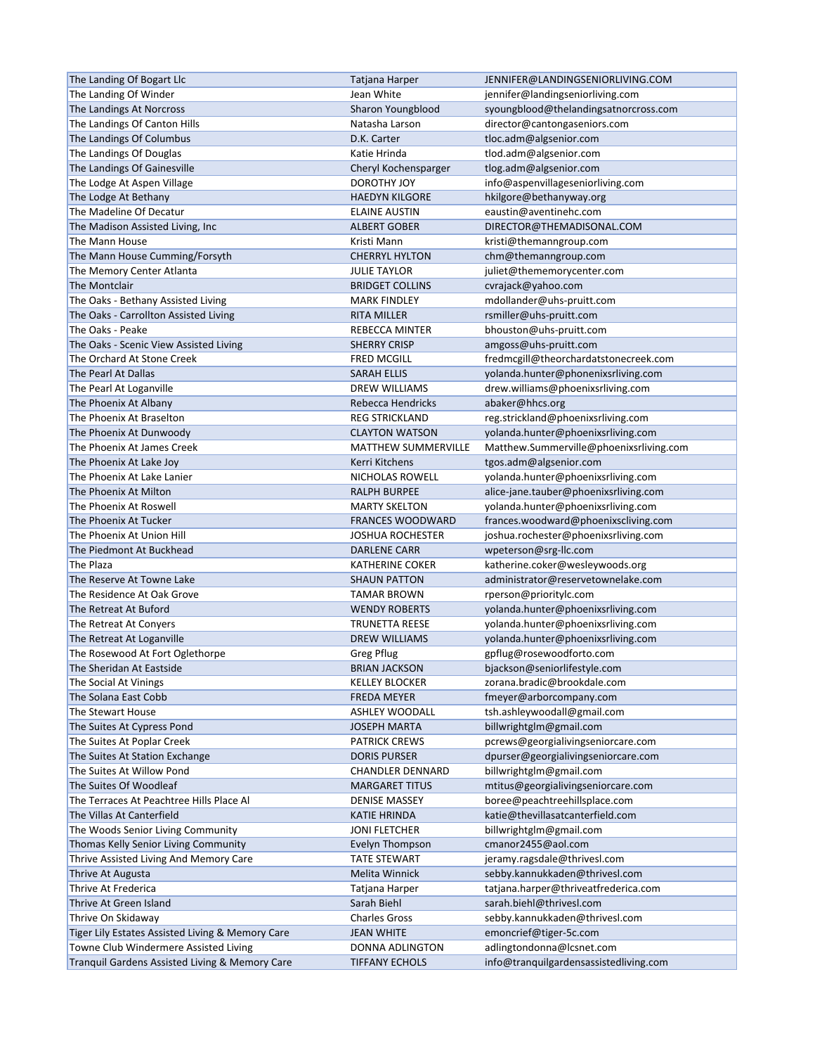| The Landing Of Bogart Llc | Tatjana Harper | JENNIFER@LANDINGSENIORLIVING.COM |
|---|---|---|
| The Landing Of Winder | Jean White | jennifer@landingseniorliving.com |
| The Landings At Norcross | Sharon Youngblood | syoungblood@thelandingsatnorcross.com |
| The Landings Of Canton Hills | Natasha Larson | director@cantongaseniors.com |
| The Landings Of Columbus | D.K. Carter | tloc.adm@algsenior.com |
| The Landings Of Douglas | Katie Hrinda | tlod.adm@algsenior.com |
| The Landings Of Gainesville | Cheryl Kochensparger | tlog.adm@algsenior.com |
| The Lodge At Aspen Village | DOROTHY JOY | info@aspenvillageseniorliving.com |
| The Lodge At Bethany | HAEDYN KILGORE | hkilgore@bethanyway.org |
| The Madeline Of Decatur | ELAINE AUSTIN | eaustin@aventinehc.com |
| The Madison Assisted Living, Inc | ALBERT GOBER | DIRECTOR@THEMADISONAL.COM |
| The Mann House | Kristi Mann | kristi@themanngroup.com |
| The Mann House Cumming/Forsyth | CHERRYL HYLTON | chm@themanngroup.com |
| The Memory Center Atlanta | JULIE TAYLOR | juliet@thememorycenter.com |
| The Montclair | BRIDGET COLLINS | cvrajack@yahoo.com |
| The Oaks - Bethany Assisted Living | MARK FINDLEY | mdollander@uhs-pruitt.com |
| The Oaks - Carrollton Assisted Living | RITA MILLER | rsmiller@uhs-pruitt.com |
| The Oaks - Peake | REBECCA MINTER | bhouston@uhs-pruitt.com |
| The Oaks - Scenic View Assisted Living | SHERRY CRISP | amgoss@uhs-pruitt.com |
| The Orchard At Stone Creek | FRED MCGILL | fredmcgill@theorchardatstonecreek.com |
| The Pearl At Dallas | SARAH ELLIS | yolanda.hunter@phonenixsrliving.com |
| The Pearl At Loganville | DREW WILLIAMS | drew.williams@phoenixsrliving.com |
| The Phoenix At Albany | Rebecca Hendricks | abaker@hhcs.org |
| The Phoenix At Braselton | REG STRICKLAND | reg.strickland@phoenixsrliving.com |
| The Phoenix At Dunwoody | CLAYTON WATSON | yolanda.hunter@phoenixsrliving.com |
| The Phoenix At James Creek | MATTHEW SUMMERVILLE | Matthew.Summerville@phoenixsrliving.com |
| The Phoenix At Lake Joy | Kerri Kitchens | tgos.adm@algsenior.com |
| The Phoenix At Lake Lanier | NICHOLAS ROWELL | yolanda.hunter@phoenixsrliving.com |
| The Phoenix At Milton | RALPH BURPEE | alice-jane.tauber@phoenixsrliving.com |
| The Phoenix At Roswell | MARTY SKELTON | yolanda.hunter@phoenixsrliving.com |
| The Phoenix At Tucker | FRANCES WOODWARD | frances.woodward@phoenixscliving.com |
| The Phoenix At Union Hill | JOSHUA ROCHESTER | joshua.rochester@phoenixsrliving.com |
| The Piedmont At Buckhead | DARLENE CARR | wpeterson@srg-llc.com |
| The Plaza | KATHERINE COKER | katherine.coker@wesleywoods.org |
| The Reserve At Towne Lake | SHAUN PATTON | administrator@reservetownelake.com |
| The Residence At Oak Grove | TAMAR BROWN | rperson@prioritylc.com |
| The Retreat At Buford | WENDY ROBERTS | yolanda.hunter@phoenixsrliving.com |
| The Retreat At Conyers | TRUNETTA REESE | yolanda.hunter@phoenixsrliving.com |
| The Retreat At Loganville | DREW WILLIAMS | yolanda.hunter@phoenixsrliving.com |
| The Rosewood At Fort Oglethorpe | Greg Pflug | gpflug@rosewoodforto.com |
| The Sheridan At Eastside | BRIAN JACKSON | bjackson@seniorlifestyle.com |
| The Social At Vinings | KELLEY BLOCKER | zorana.bradic@brookdale.com |
| The Solana East Cobb | FREDA MEYER | fmeyer@arborcompany.com |
| The Stewart House | ASHLEY WOODALL | tsh.ashleywoodall@gmail.com |
| The Suites At Cypress Pond | JOSEPH MARTA | billwrightglm@gmail.com |
| The Suites At Poplar Creek | PATRICK CREWS | pcrews@georgialivingseniorcare.com |
| The Suites At Station Exchange | DORIS PURSER | dpurser@georgialivingseniorcare.com |
| The Suites At Willow Pond | CHANDLER DENNARD | billwrightglm@gmail.com |
| The Suites Of Woodleaf | MARGARET TITUS | mtitus@georgialivingseniorcare.com |
| The Terraces At Peachtree Hills Place Al | DENISE MASSEY | boree@peachtreehillsplace.com |
| The Villas At Canterfield | KATIE HRINDA | katie@thevillasatcanterfield.com |
| The Woods Senior Living Community | JONI FLETCHER | billwrightglm@gmail.com |
| Thomas Kelly Senior Living Community | Evelyn Thompson | cmanor2455@aol.com |
| Thrive Assisted Living And Memory Care | TATE STEWART | jeramy.ragsdale@thrivesl.com |
| Thrive At Augusta | Melita Winnick | sebby.kannukkaden@thrivesl.com |
| Thrive At Frederica | Tatjana Harper | tatjana.harper@thriveatfrederica.com |
| Thrive At Green Island | Sarah Biehl | sarah.biehl@thrivesl.com |
| Thrive On Skidaway | Charles Gross | sebby.kannukkaden@thrivesl.com |
| Tiger Lily Estates Assisted Living & Memory Care | JEAN WHITE | emoncrief@tiger-5c.com |
| Towne Club Windermere Assisted Living | DONNA ADLINGTON | adlingtondonna@lcsnet.com |
| Tranquil Gardens Assisted Living & Memory Care | TIFFANY ECHOLS | info@tranquilgardensassistedliving.com |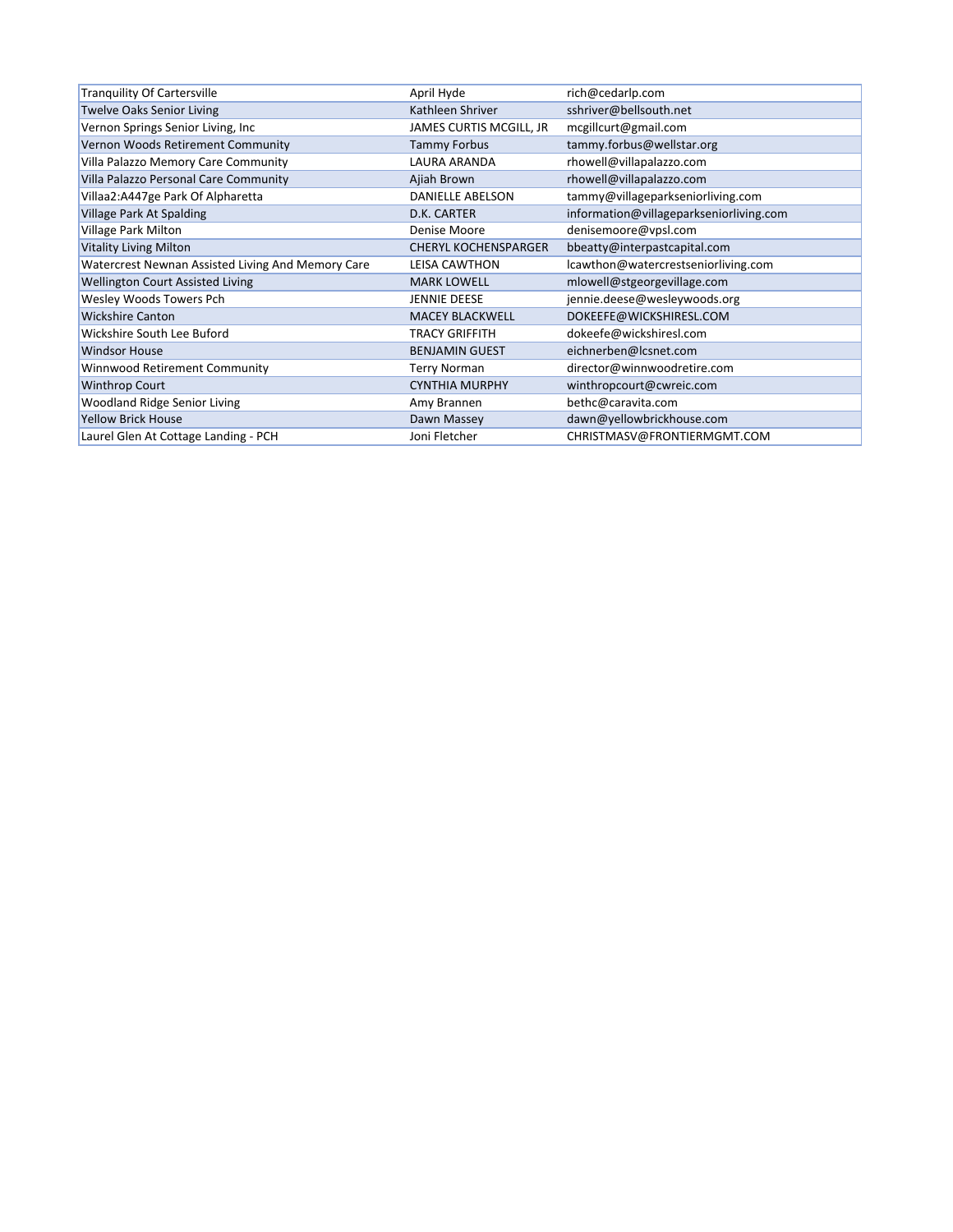| | | |
|---|---|---|
| Tranquility Of Cartersville | April Hyde | rich@cedarlp.com |
| Twelve Oaks Senior Living | Kathleen Shriver | sshriver@bellsouth.net |
| Vernon Springs Senior Living, Inc | JAMES CURTIS MCGILL, JR | mcgillcurt@gmail.com |
| Vernon Woods Retirement Community | Tammy Forbus | tammy.forbus@wellstar.org |
| Villa Palazzo Memory Care Community | LAURA ARANDA | rhowell@villapalazzo.com |
| Villa Palazzo Personal Care Community | Ajiah Brown | rhowell@villapalazzo.com |
| Villaa2:A447ge Park Of Alpharetta | DANIELLE ABELSON | tammy@villageparkseniorliving.com |
| Village Park At Spalding | D.K. CARTER | information@villageparkseniorliving.com |
| Village Park Milton | Denise Moore | denisemoore@vpsl.com |
| Vitality Living Milton | CHERYL KOCHENSPARGER | bbeatty@interpastcapital.com |
| Watercrest Newnan Assisted Living And Memory Care | LEISA CAWTHON | lcawthon@watercrestseniorliving.com |
| Wellington Court Assisted Living | MARK LOWELL | mlowell@stgeorgevillage.com |
| Wesley Woods Towers Pch | JENNIE DEESE | jennie.deese@wesleywoods.org |
| Wickshire Canton | MACEY BLACKWELL | DOKEEFE@WICKSHIRESL.COM |
| Wickshire South Lee Buford | TRACY GRIFFITH | dokeefe@wickshiresl.com |
| Windsor House | BENJAMIN GUEST | eichnerben@lcsnet.com |
| Winnwood Retirement Community | Terry Norman | director@winnwoodretire.com |
| Winthrop Court | CYNTHIA MURPHY | winthropcourt@cwreic.com |
| Woodland Ridge Senior Living | Amy Brannen | bethc@caravita.com |
| Yellow Brick House | Dawn Massey | dawn@yellowbrickhouse.com |
| Laurel Glen At Cottage Landing - PCH | Joni Fletcher | CHRISTMASV@FRONTIERMGMT.COM |